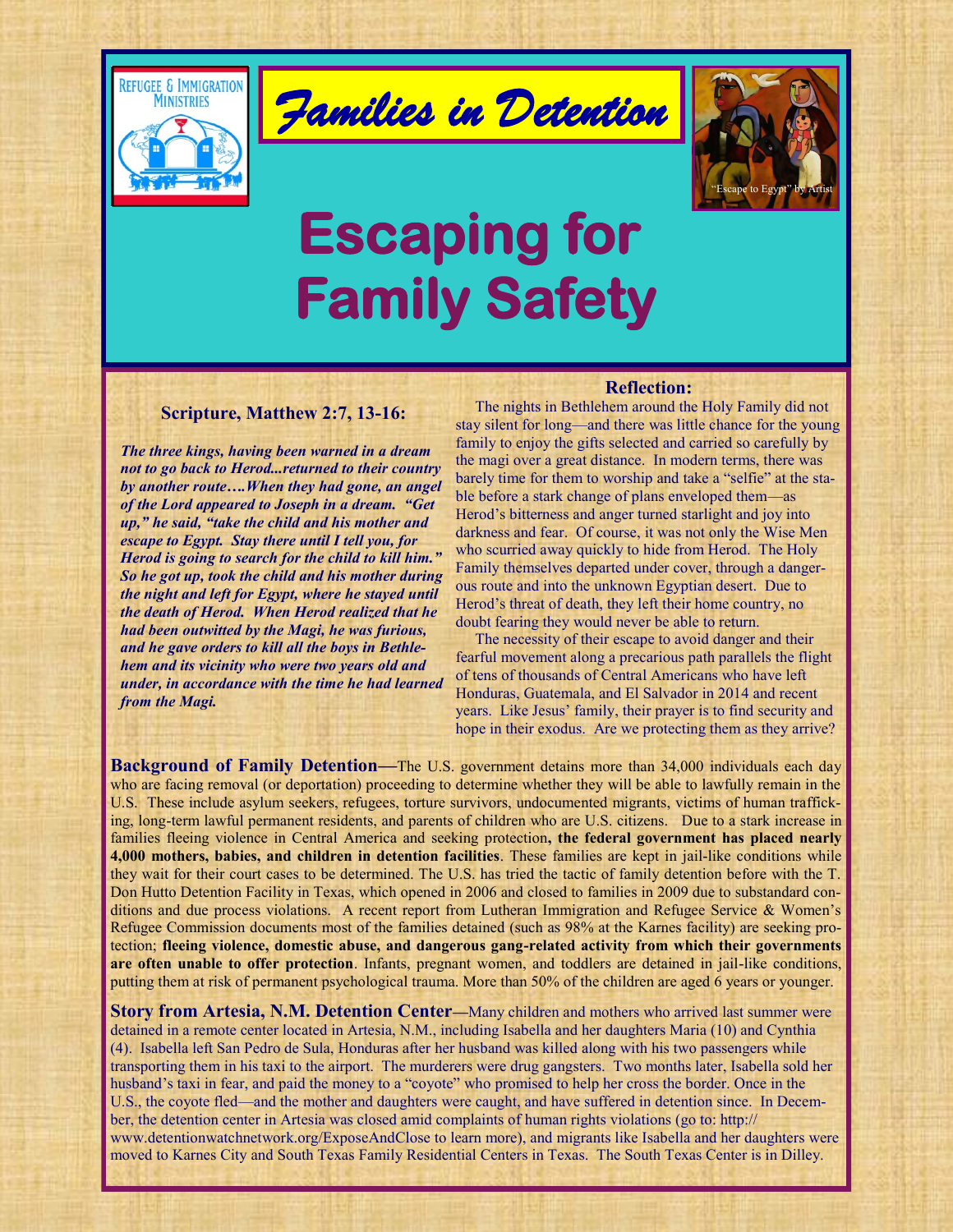Refugee & Immigration Ministries

# Families in Detention

"Escape to Egypt" by Artist

# Escaping for Family Safety

### Scripture, Matthew 2:7, 13-16:

***The three kings, having been warned in a dream not to go back to Herod...returned to their country by another route….When they had gone, an angel of the Lord appeared to Joseph in a dream. "Get up," he said, "take the child and his mother and escape to Egypt. Stay there until I tell you, for Herod is going to search for the child to kill him." So he got up, took the child and his mother during the night and left for Egypt, where he stayed until the death of Herod. When Herod realized that he had been outwitted by the Magi, he was furious, and he gave orders to kill all the boys in Bethlehem and its vicinity who were two years old and under, in accordance with the time he had learned from the Magi.***

### Reflection:

The nights in Bethlehem around the Holy Family did not stay silent for long—and there was little chance for the young family to enjoy the gifts selected and carried so carefully by the magi over a great distance. In modern terms, there was barely time for them to worship and take a "selfie" at the stable before a stark change of plans enveloped them—as Herod's bitterness and anger turned starlight and joy into darkness and fear. Of course, it was not only the Wise Men who scurried away quickly to hide from Herod. The Holy Family themselves departed under cover, through a dangerous route and into the unknown Egyptian desert. Due to Herod's threat of death, they left their home country, no doubt fearing they would never be able to return.

The necessity of their escape to avoid danger and their fearful movement along a precarious path parallels the flight of tens of thousands of Central Americans who have left Honduras, Guatemala, and El Salvador in 2014 and recent years. Like Jesus' family, their prayer is to find security and hope in their exodus. Are we protecting them as they arrive?

**Background of Family Detention—**The U.S. government detains more than 34,000 individuals each day who are facing removal (or deportation) proceeding to determine whether they will be able to lawfully remain in the U.S. These include asylum seekers, refugees, torture survivors, undocumented migrants, victims of human trafficking, long-term lawful permanent residents, and parents of children who are U.S. citizens. Due to a stark increase in families fleeing violence in Central America and seeking protection**, the federal government has placed nearly 4,000 mothers, babies, and children in detention facilities**. These families are kept in jail-like conditions while they wait for their court cases to be determined. The U.S. has tried the tactic of family detention before with the T. Don Hutto Detention Facility in Texas, which opened in 2006 and closed to families in 2009 due to substandard conditions and due process violations. A recent report from Lutheran Immigration and Refugee Service & Women's Refugee Commission documents most of the families detained (such as 98% at the Karnes facility) are seeking protection; **fleeing violence, domestic abuse, and dangerous gang-related activity from which their governments are often unable to offer protection**. Infants, pregnant women, and toddlers are detained in jail-like conditions, putting them at risk of permanent psychological trauma. More than 50% of the children are aged 6 years or younger.

**Story from Artesia, N.M. Detention Center—**Many children and mothers who arrived last summer were detained in a remote center located in Artesia, N.M., including Isabella and her daughters Maria (10) and Cynthia (4). Isabella left San Pedro de Sula, Honduras after her husband was killed along with his two passengers while transporting them in his taxi to the airport. The murderers were drug gangsters. Two months later, Isabella sold her husband's taxi in fear, and paid the money to a "coyote" who promised to help her cross the border. Once in the U.S., the coyote fled—and the mother and daughters were caught, and have suffered in detention since. In December, the detention center in Artesia was closed amid complaints of human rights violations (go to: http://www.detentionwatchnetwork.org/ExposeAndClose to learn more), and migrants like Isabella and her daughters were moved to Karnes City and South Texas Family Residential Centers in Texas. The South Texas Center is in Dilley.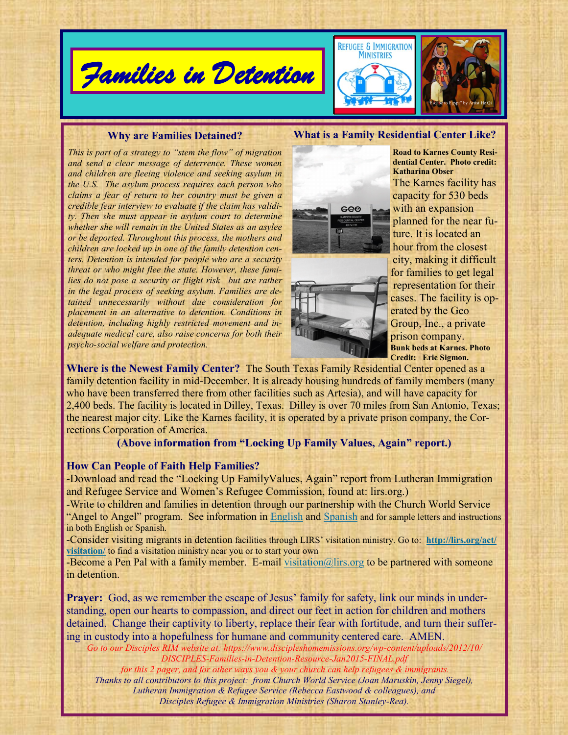# *Families in Detention*

REFUGEE & IMMIGRATION MINISTRIES

"Escape to Egypt" by Artist He Qi

## Why are Families Detained?

*This is part of a strategy to "stem the flow" of migration and send a clear message of deterrence. These women and children are fleeing violence and seeking asylum in the U.S. The asylum process requires each person who claims a fear of return to her country must be given a credible fear interview to evaluate if the claim has validity. Then she must appear in asylum court to determine whether she will remain in the United States as an asylee or be deported. Throughout this process, the mothers and children are locked up in one of the family detention centers. Detention is intended for people who are a security threat or who might flee the state. However, these families do not pose a security or flight risk—but are rather in the legal process of seeking asylum. Families are detained unnecessarily without due consideration for placement in an alternative to detention. Conditions in detention, including highly restricted movement and inadequate medical care, also raise concerns for both their psycho-social welfare and protection.*

## What is a Family Residential Center Like?

**Road to Karnes County Residential Center. Photo credit: Katharina Obser**

The Karnes facility has capacity for 530 beds with an expansion planned for the near future. It is located an hour from the closest city, making it difficult for families to get legal representation for their cases. The facility is operated by the Geo Group, Inc., a private prison company.

**Bunk beds at Karnes. Photo Credit: Eric Sigmon.**

**Where is the Newest Family Center?** The South Texas Family Residential Center opened as a family detention facility in mid-December. It is already housing hundreds of family members (many who have been transferred there from other facilities such as Artesia), and will have capacity for 2,400 beds. The facility is located in Dilley, Texas. Dilley is over 70 miles from San Antonio, Texas; the nearest major city. Like the Karnes facility, it is operated by a private prison company, the Corrections Corporation of America.

**(Above information from "Locking Up Family Values, Again" report.)**

## How Can People of Faith Help Families?

-Download and read the "Locking Up FamilyValues, Again" report from Lutheran Immigration and Refugee Service and Women's Refugee Commission, found at: lirs.org.)

-Write to children and families in detention through our partnership with the Church World Service "Angel to Angel" program. See information in English and Spanish and for sample letters and instructions in both English or Spanish.

-Consider visiting migrants in detention facilities through LIRS' visitation ministry. Go to: **http://lirs.org/act/visitation/** to find a visitation ministry near you or to start your own

-Become a Pen Pal with a family member. E-mail visitation@lirs.org to be partnered with someone in detention.

**Prayer:** God, as we remember the escape of Jesus' family for safety, link our minds in understanding, open our hearts to compassion, and direct our feet in action for children and mothers detained. Change their captivity to liberty, replace their fear with fortitude, and turn their suffering in custody into a hopefulness for humane and community centered care. AMEN.

*Go to our Disciples RIM website at: https://www.discipleshomemissions.org/wp-content/uploads/2012/10/DISCIPLES-Families-in-Detention-Resource-Jan2015-FINAL.pdf for this 2 pager, and for other ways you & your church can help refugees & immigrants.*

*Thanks to all contributors to this project: from Church World Service (Joan Maruskin, Jenny Siegel), Lutheran Immigration & Refugee Service (Rebecca Eastwood & colleagues), and Disciples Refugee & Immigration Ministries (Sharon Stanley-Rea).*